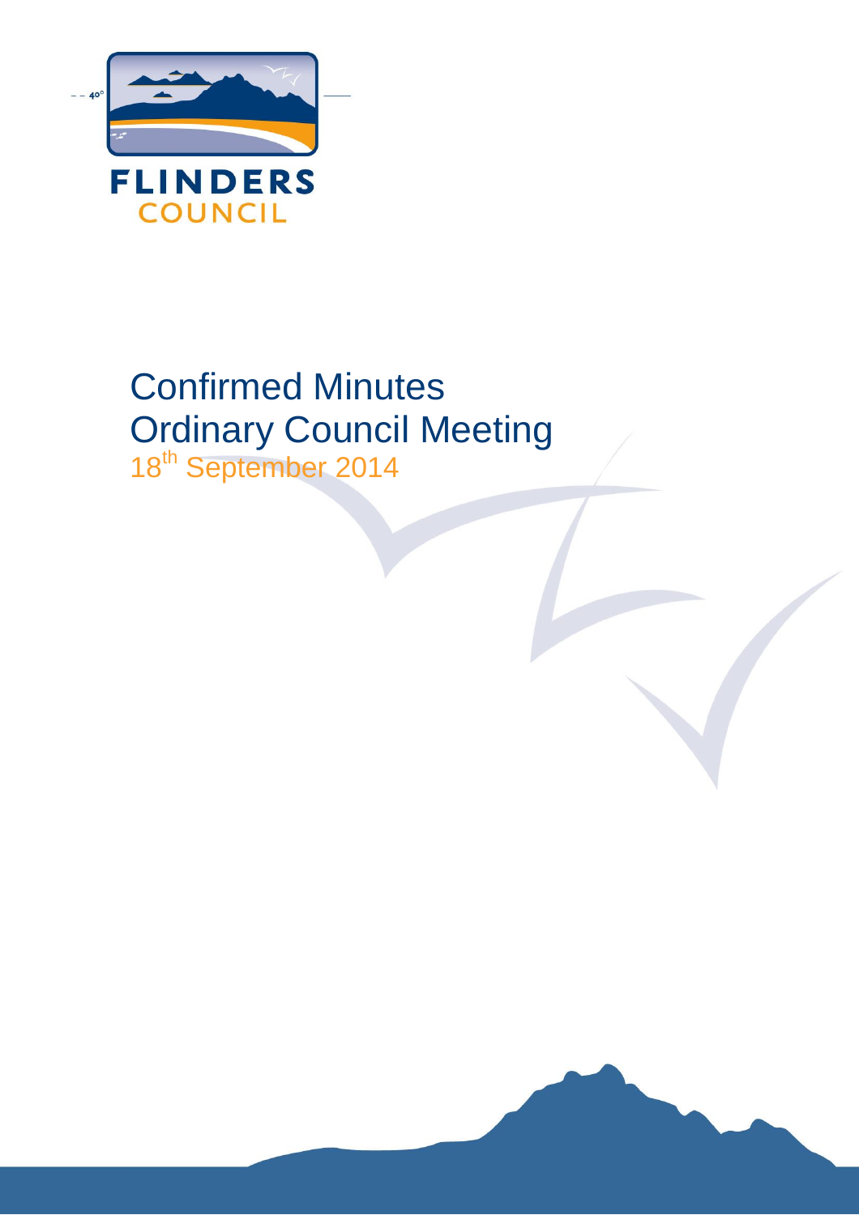FLINDERS COUNCIL

# Confirmed Minutes
# Ordinary Council Meeting

18th September 2014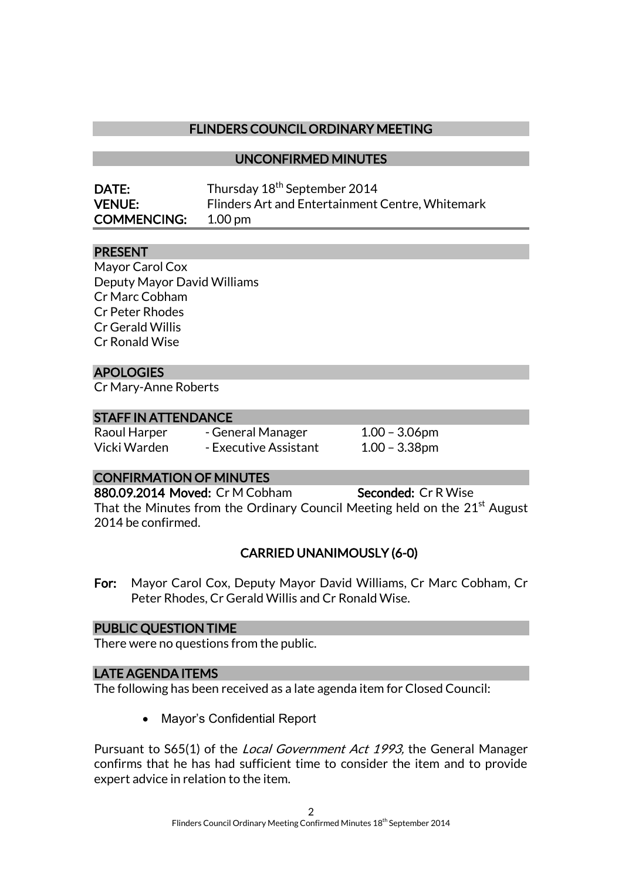## FLINDERS COUNCIL ORDINARY MEETING

## UNCONFIRMED MINUTES

**DATE:** Thursday 18th September 2014
**VENUE:** Flinders Art and Entertainment Centre, Whitemark
**COMMENCING:** 1.00 pm

### PRESENT

Mayor Carol Cox
Deputy Mayor David Williams
Cr Marc Cobham
Cr Peter Rhodes
Cr Gerald Willis
Cr Ronald Wise

### APOLOGIES

Cr Mary-Anne Roberts

### STAFF IN ATTENDANCE

| | | |
|---|---|---|
| Raoul Harper | - General Manager | 1.00 – 3.06pm |
| Vicki Warden | - Executive Assistant | 1.00 – 3.38pm |

### CONFIRMATION OF MINUTES

**880.09.2014 Moved:** Cr M Cobham **Seconded:** Cr R Wise

That the Minutes from the Ordinary Council Meeting held on the 21st August 2014 be confirmed.

**CARRIED UNANIMOUSLY (6-0)**

**For:** Mayor Carol Cox, Deputy Mayor David Williams, Cr Marc Cobham, Cr Peter Rhodes, Cr Gerald Willis and Cr Ronald Wise.

### PUBLIC QUESTION TIME

There were no questions from the public.

### LATE AGENDA ITEMS

The following has been received as a late agenda item for Closed Council:

- Mayor's Confidential Report

Pursuant to S65(1) of the *Local Government Act 1993,* the General Manager confirms that he has had sufficient time to consider the item and to provide expert advice in relation to the item.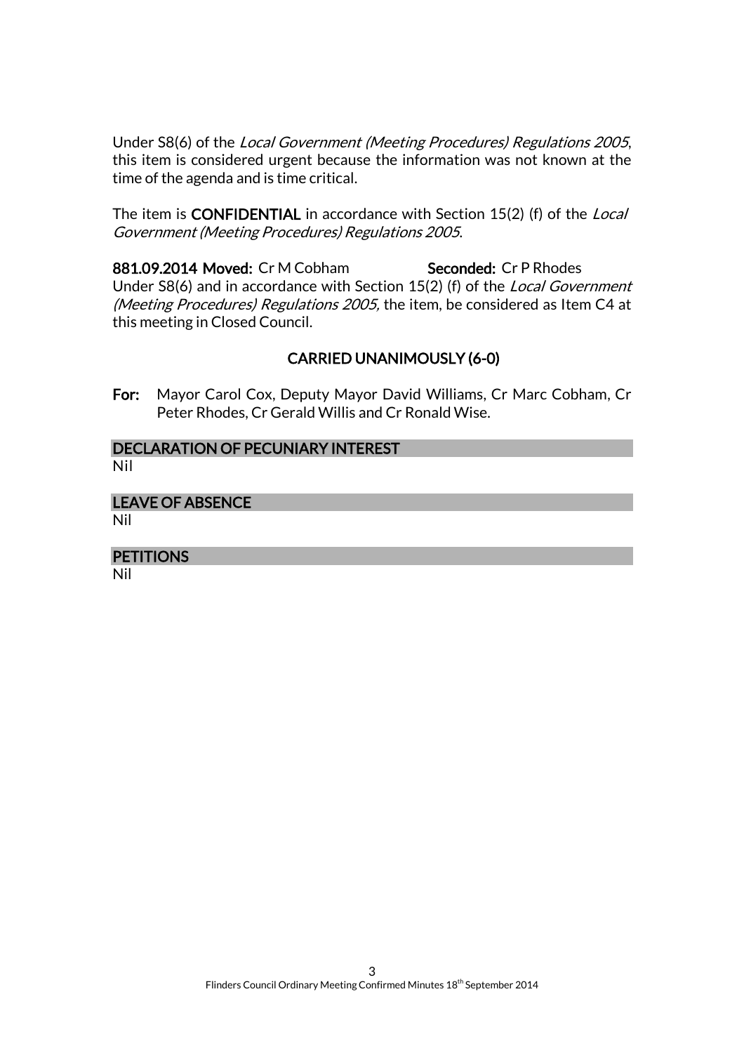Under S8(6) of the *Local Government (Meeting Procedures) Regulations 2005*, this item is considered urgent because the information was not known at the time of the agenda and is time critical.

The item is **CONFIDENTIAL** in accordance with Section 15(2) (f) of the *Local Government (Meeting Procedures) Regulations 2005*.

**881.09.2014 Moved:** Cr M Cobham **Seconded:** Cr P Rhodes
Under S8(6) and in accordance with Section 15(2) (f) of the *Local Government (Meeting Procedures) Regulations 2005,* the item, be considered as Item C4 at this meeting in Closed Council.

**CARRIED UNANIMOUSLY (6-0)**

**For:** Mayor Carol Cox, Deputy Mayor David Williams, Cr Marc Cobham, Cr Peter Rhodes, Cr Gerald Willis and Cr Ronald Wise.

## DECLARATION OF PECUNIARY INTEREST

Nil

## LEAVE OF ABSENCE

Nil

## PETITIONS

Nil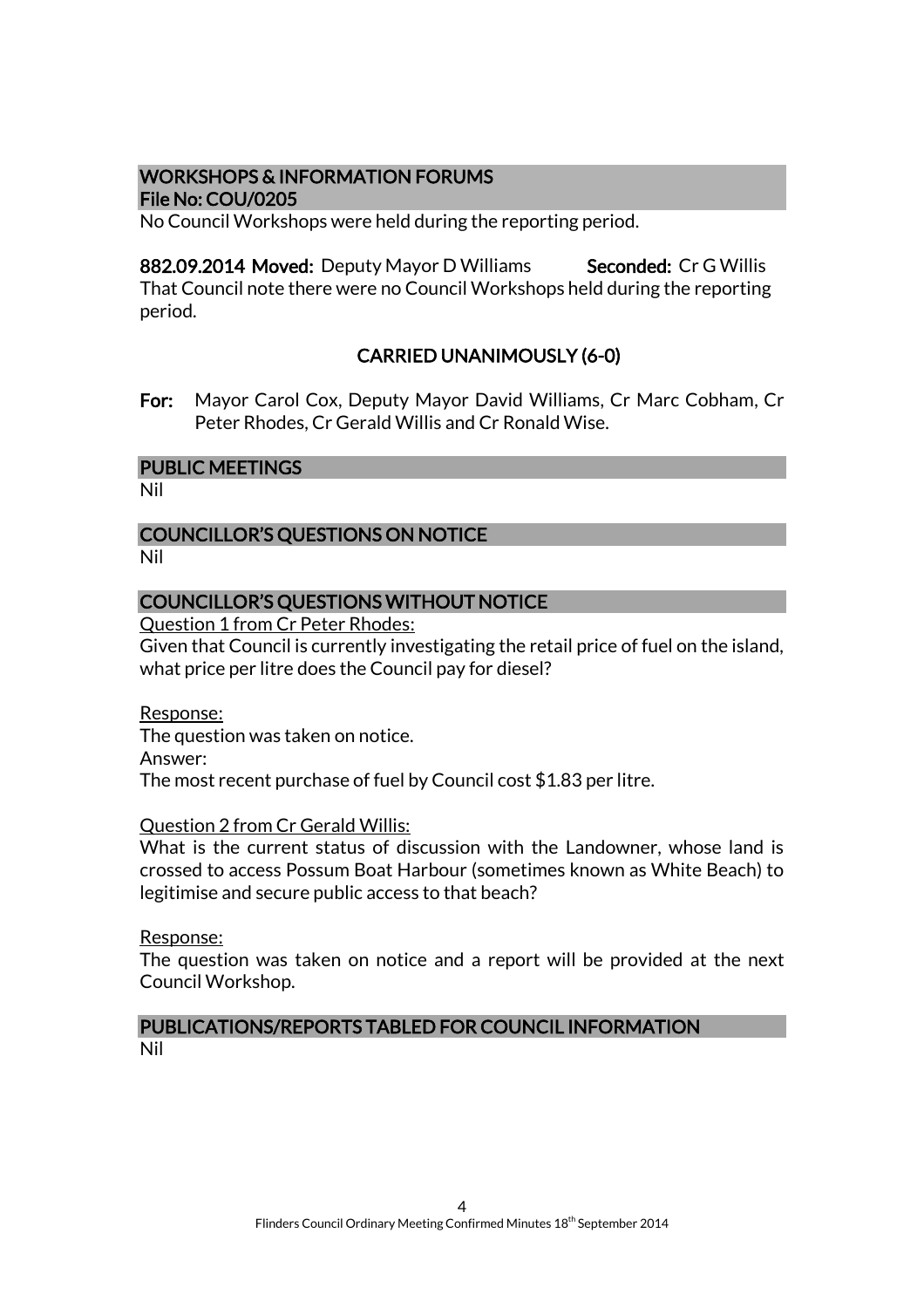## WORKSHOPS & INFORMATION FORUMS
**File No: COU/0205**

No Council Workshops were held during the reporting period.

**882.09.2014 Moved:** Deputy Mayor D Williams **Seconded:** Cr G Willis

That Council note there were no Council Workshops held during the reporting period.

**CARRIED UNANIMOUSLY (6-0)**

**For:** Mayor Carol Cox, Deputy Mayor David Williams, Cr Marc Cobham, Cr Peter Rhodes, Cr Gerald Willis and Cr Ronald Wise.

## PUBLIC MEETINGS

Nil

## COUNCILLOR'S QUESTIONS ON NOTICE

Nil

## COUNCILLOR'S QUESTIONS WITHOUT NOTICE

Question 1 from Cr Peter Rhodes:

Given that Council is currently investigating the retail price of fuel on the island, what price per litre does the Council pay for diesel?

Response:

The question was taken on notice.

Answer:

The most recent purchase of fuel by Council cost $1.83 per litre.

Question 2 from Cr Gerald Willis:

What is the current status of discussion with the Landowner, whose land is crossed to access Possum Boat Harbour (sometimes known as White Beach) to legitimise and secure public access to that beach?

Response:

The question was taken on notice and a report will be provided at the next Council Workshop.

## PUBLICATIONS/REPORTS TABLED FOR COUNCIL INFORMATION

Nil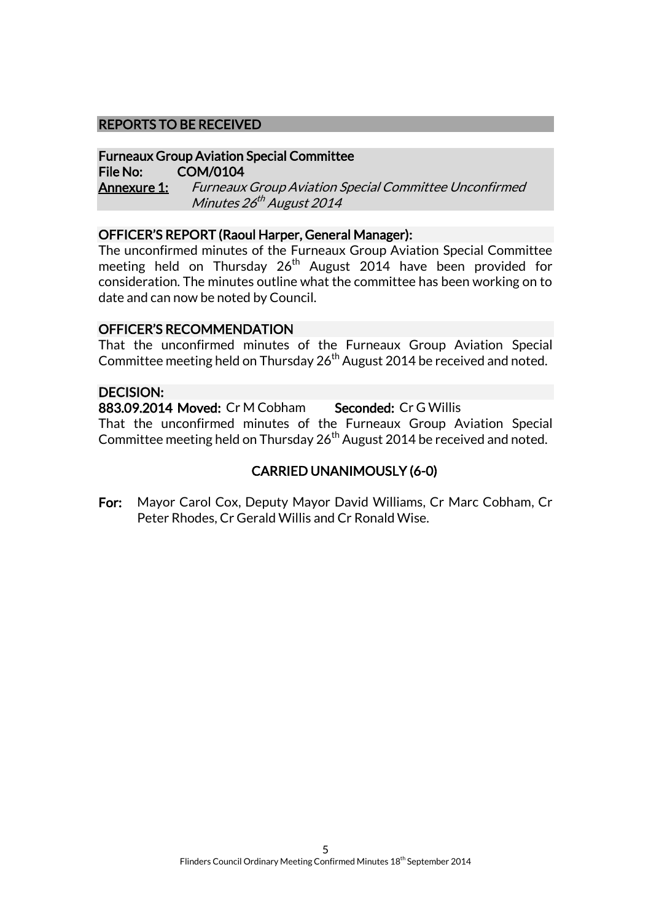## REPORTS TO BE RECEIVED

### Furneaux Group Aviation Special Committee

**File No:** COM/0104

**Annexure 1:** *Furneaux Group Aviation Special Committee Unconfirmed Minutes 26th August 2014*

### OFFICER'S REPORT (Raoul Harper, General Manager):

The unconfirmed minutes of the Furneaux Group Aviation Special Committee meeting held on Thursday 26th August 2014 have been provided for consideration. The minutes outline what the committee has been working on to date and can now be noted by Council.

### OFFICER'S RECOMMENDATION

That the unconfirmed minutes of the Furneaux Group Aviation Special Committee meeting held on Thursday 26th August 2014 be received and noted.

### DECISION:

**883.09.2014 Moved:** Cr M Cobham **Seconded:** Cr G Willis

That the unconfirmed minutes of the Furneaux Group Aviation Special Committee meeting held on Thursday 26th August 2014 be received and noted.

**CARRIED UNANIMOUSLY (6-0)**

**For:** Mayor Carol Cox, Deputy Mayor David Williams, Cr Marc Cobham, Cr Peter Rhodes, Cr Gerald Willis and Cr Ronald Wise.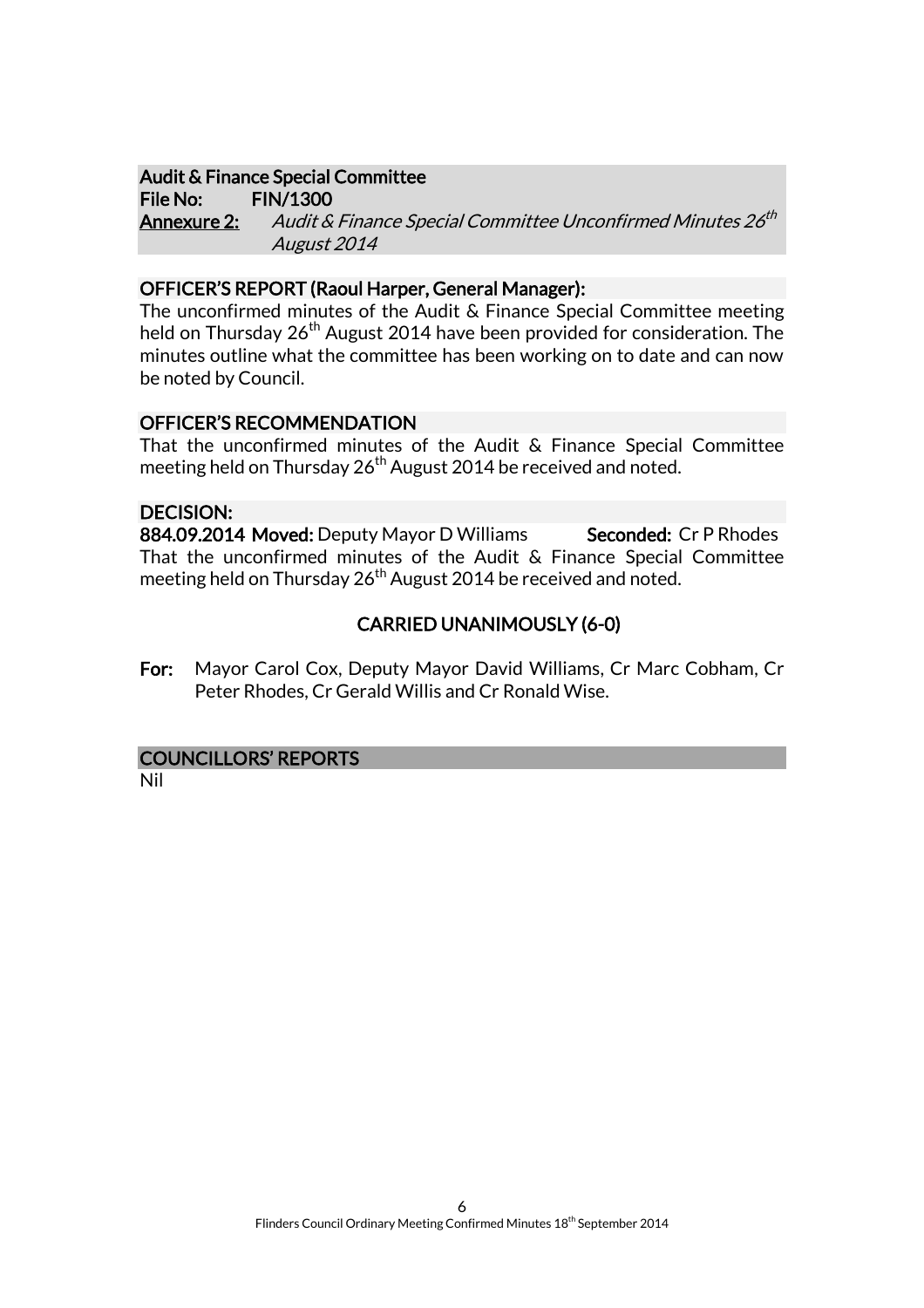**Audit & Finance Special Committee**
**File No:** FIN/1300
**Annexure 2:** *Audit & Finance Special Committee Unconfirmed Minutes 26th August 2014*

**OFFICER'S REPORT (Raoul Harper, General Manager):**

The unconfirmed minutes of the Audit & Finance Special Committee meeting held on Thursday 26th August 2014 have been provided for consideration. The minutes outline what the committee has been working on to date and can now be noted by Council.

**OFFICER'S RECOMMENDATION**

That the unconfirmed minutes of the Audit & Finance Special Committee meeting held on Thursday 26th August 2014 be received and noted.

**DECISION:**

**884.09.2014 Moved:** Deputy Mayor D Williams **Seconded:** Cr P Rhodes

That the unconfirmed minutes of the Audit & Finance Special Committee meeting held on Thursday 26th August 2014 be received and noted.

**CARRIED UNANIMOUSLY (6-0)**

**For:** Mayor Carol Cox, Deputy Mayor David Williams, Cr Marc Cobham, Cr Peter Rhodes, Cr Gerald Willis and Cr Ronald Wise.

## COUNCILLORS' REPORTS

Nil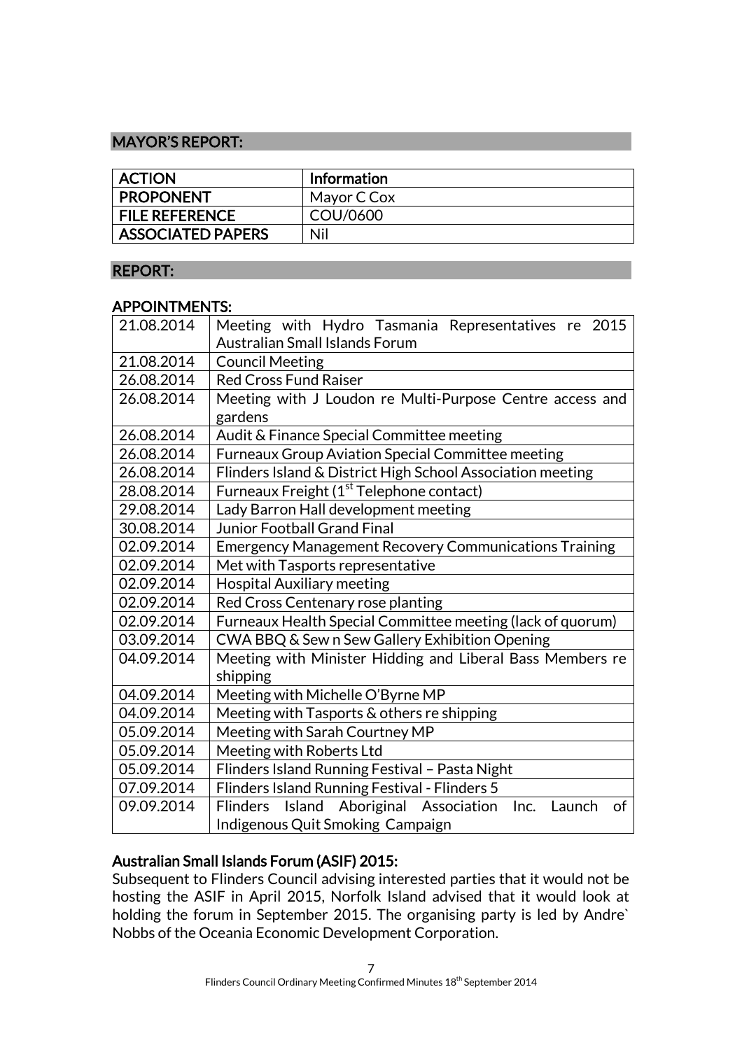## MAYOR'S REPORT:

| ACTION | Information |
|---|---|
| PROPONENT | Mayor C Cox |
| FILE REFERENCE | COU/0600 |
| ASSOCIATED PAPERS | Nil |

## REPORT:

### APPOINTMENTS:

| | |
|---|---|
| 21.08.2014 | Meeting with Hydro Tasmania Representatives re 2015 Australian Small Islands Forum |
| 21.08.2014 | Council Meeting |
| 26.08.2014 | Red Cross Fund Raiser |
| 26.08.2014 | Meeting with J Loudon re Multi-Purpose Centre access and gardens |
| 26.08.2014 | Audit & Finance Special Committee meeting |
| 26.08.2014 | Furneaux Group Aviation Special Committee meeting |
| 26.08.2014 | Flinders Island & District High School Association meeting |
| 28.08.2014 | Furneaux Freight (1st Telephone contact) |
| 29.08.2014 | Lady Barron Hall development meeting |
| 30.08.2014 | Junior Football Grand Final |
| 02.09.2014 | Emergency Management Recovery Communications Training |
| 02.09.2014 | Met with Tasports representative |
| 02.09.2014 | Hospital Auxiliary meeting |
| 02.09.2014 | Red Cross Centenary rose planting |
| 02.09.2014 | Furneaux Health Special Committee meeting (lack of quorum) |
| 03.09.2014 | CWA BBQ & Sew n Sew Gallery Exhibition Opening |
| 04.09.2014 | Meeting with Minister Hidding and Liberal Bass Members re shipping |
| 04.09.2014 | Meeting with Michelle O'Byrne MP |
| 04.09.2014 | Meeting with Tasports & others re shipping |
| 05.09.2014 | Meeting with Sarah Courtney MP |
| 05.09.2014 | Meeting with Roberts Ltd |
| 05.09.2014 | Flinders Island Running Festival – Pasta Night |
| 07.09.2014 | Flinders Island Running Festival - Flinders 5 |
| 09.09.2014 | Flinders Island Aboriginal Association Inc. Launch of Indigenous Quit Smoking Campaign |

### Australian Small Islands Forum (ASIF) 2015:

Subsequent to Flinders Council advising interested parties that it would not be hosting the ASIF in April 2015, Norfolk Island advised that it would look at holding the forum in September 2015. The organising party is led by Andre` Nobbs of the Oceania Economic Development Corporation.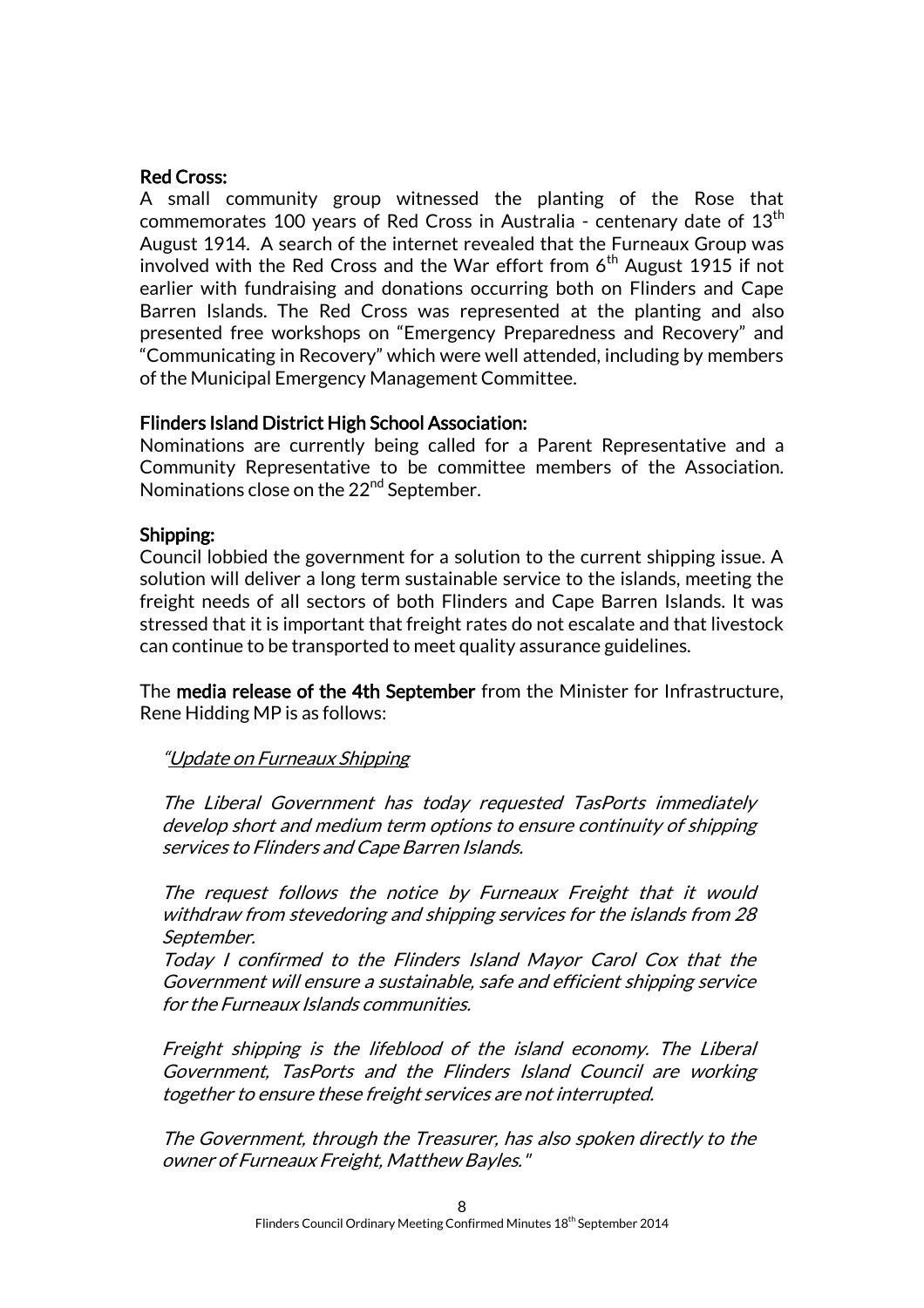**Red Cross:**

A small community group witnessed the planting of the Rose that commemorates 100 years of Red Cross in Australia - centenary date of 13th August 1914. A search of the internet revealed that the Furneaux Group was involved with the Red Cross and the War effort from 6th August 1915 if not earlier with fundraising and donations occurring both on Flinders and Cape Barren Islands. The Red Cross was represented at the planting and also presented free workshops on "Emergency Preparedness and Recovery" and "Communicating in Recovery" which were well attended, including by members of the Municipal Emergency Management Committee.

**Flinders Island District High School Association:**

Nominations are currently being called for a Parent Representative and a Community Representative to be committee members of the Association. Nominations close on the 22nd September.

**Shipping:**

Council lobbied the government for a solution to the current shipping issue. A solution will deliver a long term sustainable service to the islands, meeting the freight needs of all sectors of both Flinders and Cape Barren Islands. It was stressed that it is important that freight rates do not escalate and that livestock can continue to be transported to meet quality assurance guidelines.

The **media release of the 4th September** from the Minister for Infrastructure, Rene Hidding MP is as follows:

> *"Update on Furneaux Shipping*
>
> *The Liberal Government has today requested TasPorts immediately develop short and medium term options to ensure continuity of shipping services to Flinders and Cape Barren Islands.*
>
> *The request follows the notice by Furneaux Freight that it would withdraw from stevedoring and shipping services for the islands from 28 September.*
> *Today I confirmed to the Flinders Island Mayor Carol Cox that the Government will ensure a sustainable, safe and efficient shipping service for the Furneaux Islands communities.*
>
> *Freight shipping is the lifeblood of the island economy. The Liberal Government, TasPorts and the Flinders Island Council are working together to ensure these freight services are not interrupted.*
>
> *The Government, through the Treasurer, has also spoken directly to the owner of Furneaux Freight, Matthew Bayles."*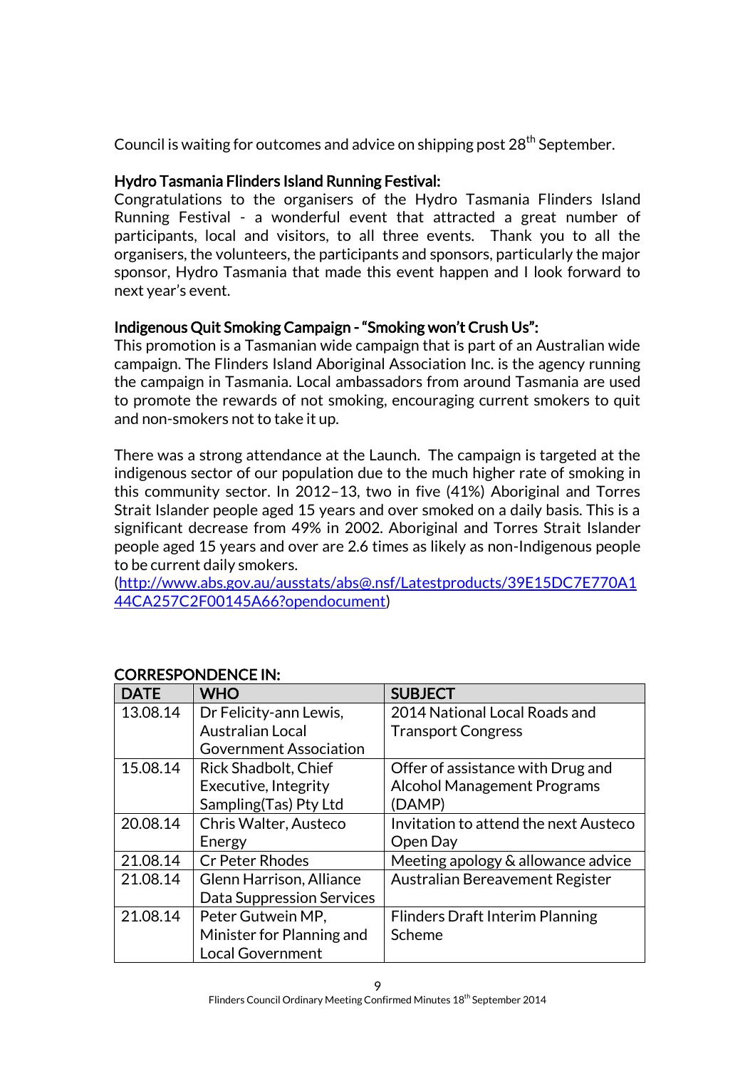Council is waiting for outcomes and advice on shipping post 28th September.

**Hydro Tasmania Flinders Island Running Festival:**

Congratulations to the organisers of the Hydro Tasmania Flinders Island Running Festival - a wonderful event that attracted a great number of participants, local and visitors, to all three events. Thank you to all the organisers, the volunteers, the participants and sponsors, particularly the major sponsor, Hydro Tasmania that made this event happen and I look forward to next year's event.

**Indigenous Quit Smoking Campaign - "Smoking won't Crush Us":**

This promotion is a Tasmanian wide campaign that is part of an Australian wide campaign. The Flinders Island Aboriginal Association Inc. is the agency running the campaign in Tasmania. Local ambassadors from around Tasmania are used to promote the rewards of not smoking, encouraging current smokers to quit and non-smokers not to take it up.

There was a strong attendance at the Launch. The campaign is targeted at the indigenous sector of our population due to the much higher rate of smoking in this community sector. In 2012–13, two in five (41%) Aboriginal and Torres Strait Islander people aged 15 years and over smoked on a daily basis. This is a significant decrease from 49% in 2002. Aboriginal and Torres Strait Islander people aged 15 years and over are 2.6 times as likely as non-Indigenous people to be current daily smokers.
(http://www.abs.gov.au/ausstats/abs@.nsf/Latestproducts/39E15DC7E770A144CA257C2F00145A66?opendocument)

**CORRESPONDENCE IN:**

| DATE | WHO | SUBJECT |
|---|---|---|
| 13.08.14 | Dr Felicity-ann Lewis, Australian Local Government Association | 2014 National Local Roads and Transport Congress |
| 15.08.14 | Rick Shadbolt, Chief Executive, Integrity Sampling(Tas) Pty Ltd | Offer of assistance with Drug and Alcohol Management Programs (DAMP) |
| 20.08.14 | Chris Walter, Austeco Energy | Invitation to attend the next Austeco Open Day |
| 21.08.14 | Cr Peter Rhodes | Meeting apology & allowance advice |
| 21.08.14 | Glenn Harrison, Alliance Data Suppression Services | Australian Bereavement Register |
| 21.08.14 | Peter Gutwein MP, Minister for Planning and Local Government | Flinders Draft Interim Planning Scheme |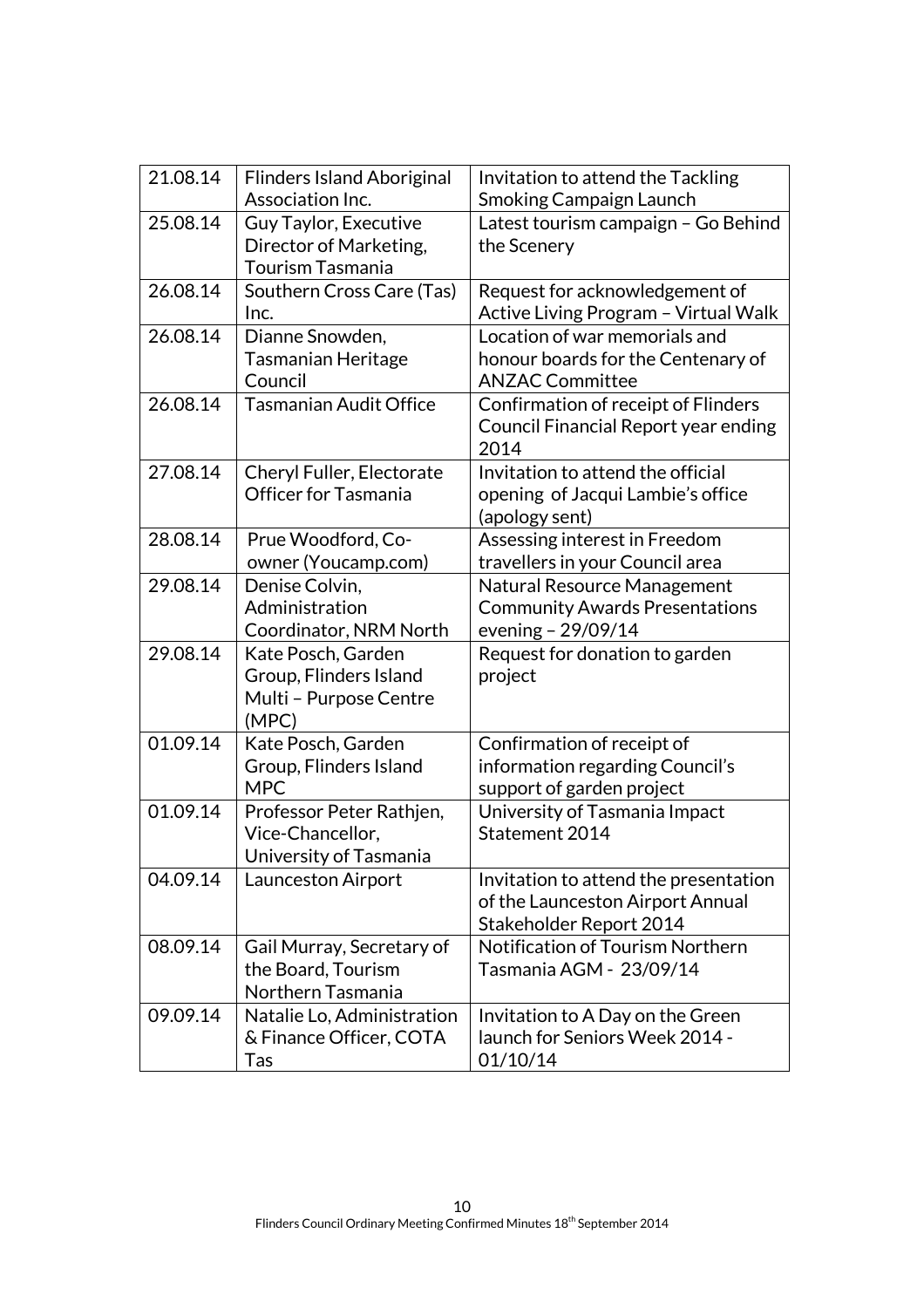| | | |
|---|---|---|
| 21.08.14 | Flinders Island Aboriginal Association Inc. | Invitation to attend the Tackling Smoking Campaign Launch |
| 25.08.14 | Guy Taylor, Executive Director of Marketing, Tourism Tasmania | Latest tourism campaign – Go Behind the Scenery |
| 26.08.14 | Southern Cross Care (Tas) Inc. | Request for acknowledgement of Active Living Program – Virtual Walk |
| 26.08.14 | Dianne Snowden, Tasmanian Heritage Council | Location of war memorials and honour boards for the Centenary of ANZAC Committee |
| 26.08.14 | Tasmanian Audit Office | Confirmation of receipt of Flinders Council Financial Report year ending 2014 |
| 27.08.14 | Cheryl Fuller, Electorate Officer for Tasmania | Invitation to attend the official opening of Jacqui Lambie's office (apology sent) |
| 28.08.14 | Prue Woodford, Co-owner (Youcamp.com) | Assessing interest in Freedom travellers in your Council area |
| 29.08.14 | Denise Colvin, Administration Coordinator, NRM North | Natural Resource Management Community Awards Presentations evening – 29/09/14 |
| 29.08.14 | Kate Posch, Garden Group, Flinders Island Multi – Purpose Centre (MPC) | Request for donation to garden project |
| 01.09.14 | Kate Posch, Garden Group, Flinders Island MPC | Confirmation of receipt of information regarding Council's support of garden project |
| 01.09.14 | Professor Peter Rathjen, Vice-Chancellor, University of Tasmania | University of Tasmania Impact Statement 2014 |
| 04.09.14 | Launceston Airport | Invitation to attend the presentation of the Launceston Airport Annual Stakeholder Report 2014 |
| 08.09.14 | Gail Murray, Secretary of the Board, Tourism Northern Tasmania | Notification of Tourism Northern Tasmania AGM - 23/09/14 |
| 09.09.14 | Natalie Lo, Administration & Finance Officer, COTA Tas | Invitation to A Day on the Green launch for Seniors Week 2014 - 01/10/14 |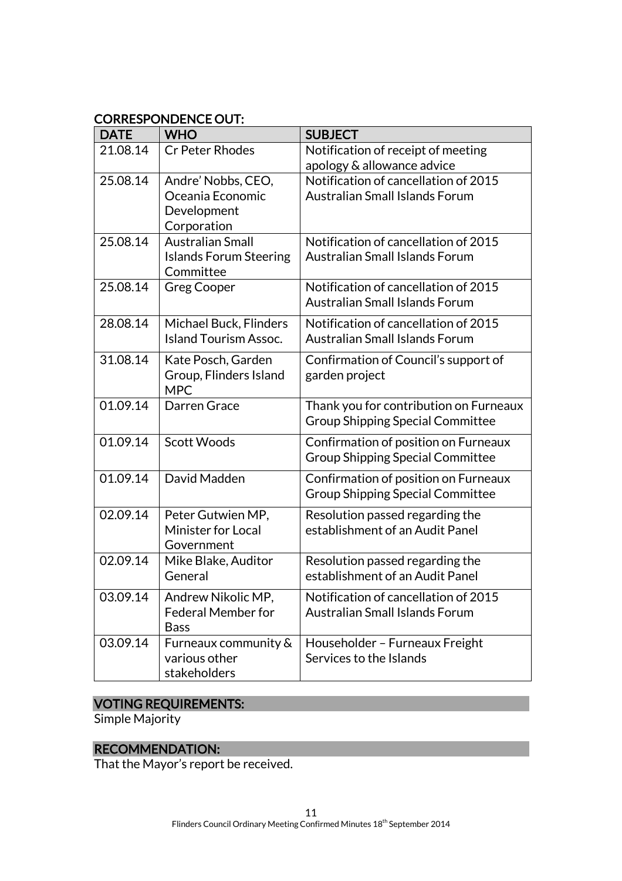## CORRESPONDENCE OUT:

| DATE | WHO | SUBJECT |
|---|---|---|
| 21.08.14 | Cr Peter Rhodes | Notification of receipt of meeting apology & allowance advice |
| 25.08.14 | Andre' Nobbs, CEO, Oceania Economic Development Corporation | Notification of cancellation of 2015 Australian Small Islands Forum |
| 25.08.14 | Australian Small Islands Forum Steering Committee | Notification of cancellation of 2015 Australian Small Islands Forum |
| 25.08.14 | Greg Cooper | Notification of cancellation of 2015 Australian Small Islands Forum |
| 28.08.14 | Michael Buck, Flinders Island Tourism Assoc. | Notification of cancellation of 2015 Australian Small Islands Forum |
| 31.08.14 | Kate Posch, Garden Group, Flinders Island MPC | Confirmation of Council's support of garden project |
| 01.09.14 | Darren Grace | Thank you for contribution on Furneaux Group Shipping Special Committee |
| 01.09.14 | Scott Woods | Confirmation of position on Furneaux Group Shipping Special Committee |
| 01.09.14 | David Madden | Confirmation of position on Furneaux Group Shipping Special Committee |
| 02.09.14 | Peter Gutwien MP, Minister for Local Government | Resolution passed regarding the establishment of an Audit Panel |
| 02.09.14 | Mike Blake, Auditor General | Resolution passed regarding the establishment of an Audit Panel |
| 03.09.14 | Andrew Nikolic MP, Federal Member for Bass | Notification of cancellation of 2015 Australian Small Islands Forum |
| 03.09.14 | Furneaux community & various other stakeholders | Householder – Furneaux Freight Services to the Islands |

## VOTING REQUIREMENTS:

Simple Majority

## RECOMMENDATION:

That the Mayor's report be received.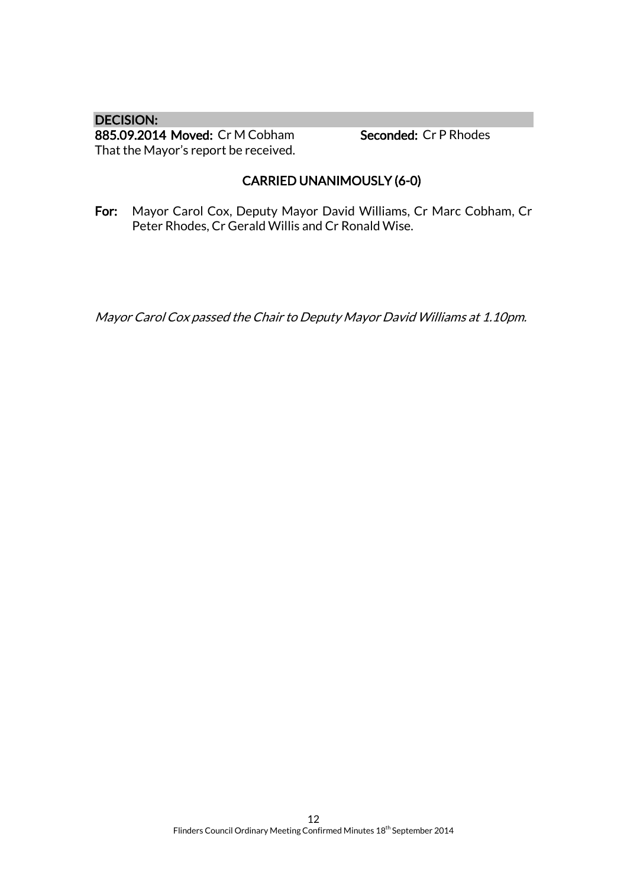**DECISION:**

**885.09.2014 Moved:** Cr M Cobham **Seconded:** Cr P Rhodes

That the Mayor's report be received.

**CARRIED UNANIMOUSLY (6-0)**

**For:** Mayor Carol Cox, Deputy Mayor David Williams, Cr Marc Cobham, Cr Peter Rhodes, Cr Gerald Willis and Cr Ronald Wise.

*Mayor Carol Cox passed the Chair to Deputy Mayor David Williams at 1.10pm.*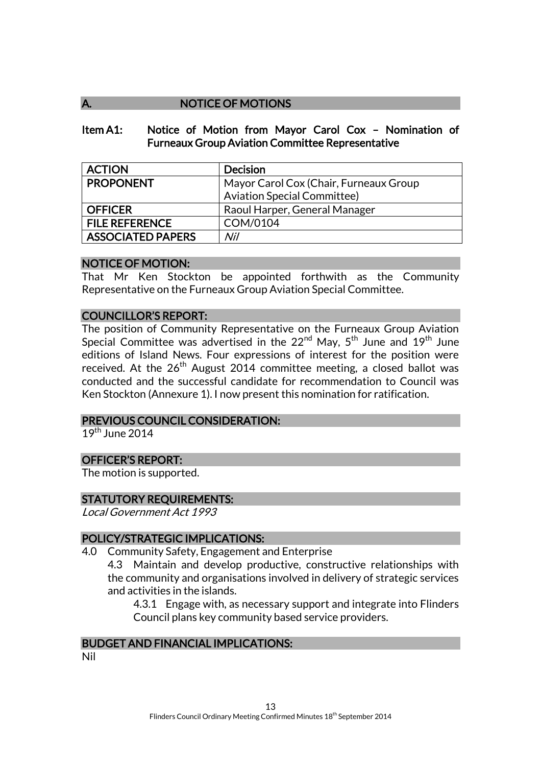## A. NOTICE OF MOTIONS

### Item A1: Notice of Motion from Mayor Carol Cox – Nomination of Furneaux Group Aviation Committee Representative

| ACTION | Decision |
|---|---|
| PROPONENT | Mayor Carol Cox (Chair, Furneaux Group Aviation Special Committee) |
| OFFICER | Raoul Harper, General Manager |
| FILE REFERENCE | COM/0104 |
| ASSOCIATED PAPERS | *Nil* |

**NOTICE OF MOTION:**

That Mr Ken Stockton be appointed forthwith as the Community Representative on the Furneaux Group Aviation Special Committee.

**COUNCILLOR'S REPORT:**

The position of Community Representative on the Furneaux Group Aviation Special Committee was advertised in the 22nd May, 5th June and 19th June editions of Island News. Four expressions of interest for the position were received. At the 26th August 2014 committee meeting, a closed ballot was conducted and the successful candidate for recommendation to Council was Ken Stockton (Annexure 1). I now present this nomination for ratification.

**PREVIOUS COUNCIL CONSIDERATION:**

19th June 2014

**OFFICER'S REPORT:**

The motion is supported.

**STATUTORY REQUIREMENTS:**

*Local Government Act 1993*

**POLICY/STRATEGIC IMPLICATIONS:**

4.0 Community Safety, Engagement and Enterprise

4.3 Maintain and develop productive, constructive relationships with the community and organisations involved in delivery of strategic services and activities in the islands.

4.3.1 Engage with, as necessary support and integrate into Flinders Council plans key community based service providers.

**BUDGET AND FINANCIAL IMPLICATIONS:**

Nil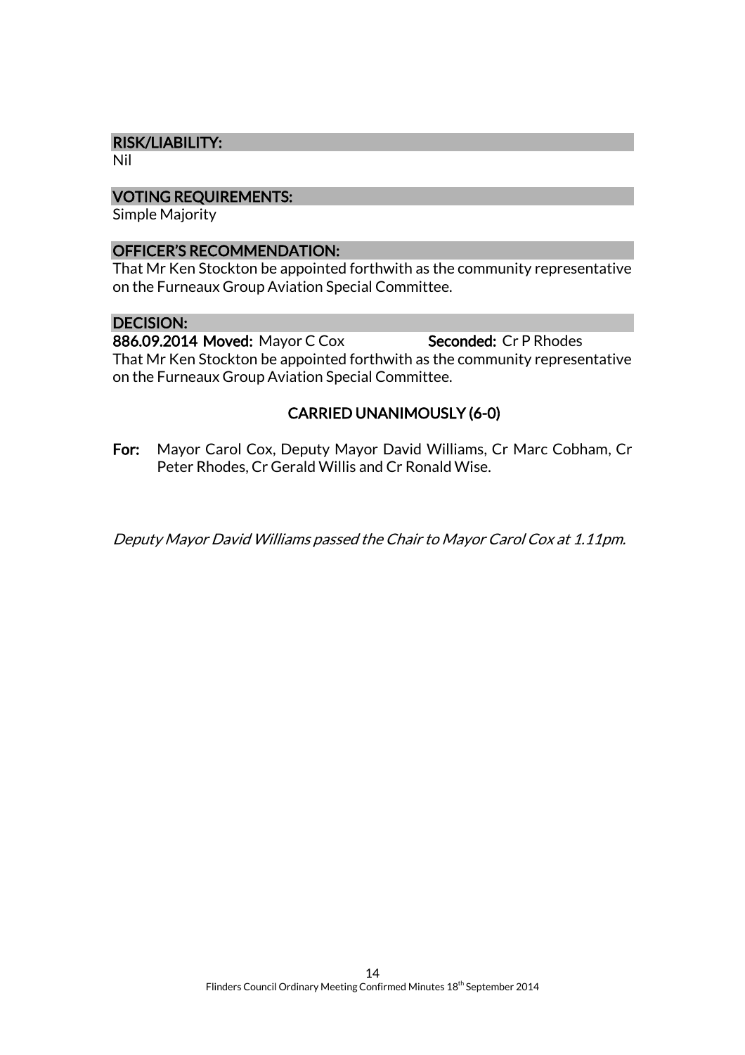### RISK/LIABILITY:

Nil

### VOTING REQUIREMENTS:

Simple Majority

### OFFICER'S RECOMMENDATION:

That Mr Ken Stockton be appointed forthwith as the community representative on the Furneaux Group Aviation Special Committee.

### DECISION:

**886.09.2014 Moved:** Mayor C Cox **Seconded:** Cr P Rhodes

That Mr Ken Stockton be appointed forthwith as the community representative on the Furneaux Group Aviation Special Committee.

**CARRIED UNANIMOUSLY (6-0)**

**For:** Mayor Carol Cox, Deputy Mayor David Williams, Cr Marc Cobham, Cr Peter Rhodes, Cr Gerald Willis and Cr Ronald Wise.

*Deputy Mayor David Williams passed the Chair to Mayor Carol Cox at 1.11pm.*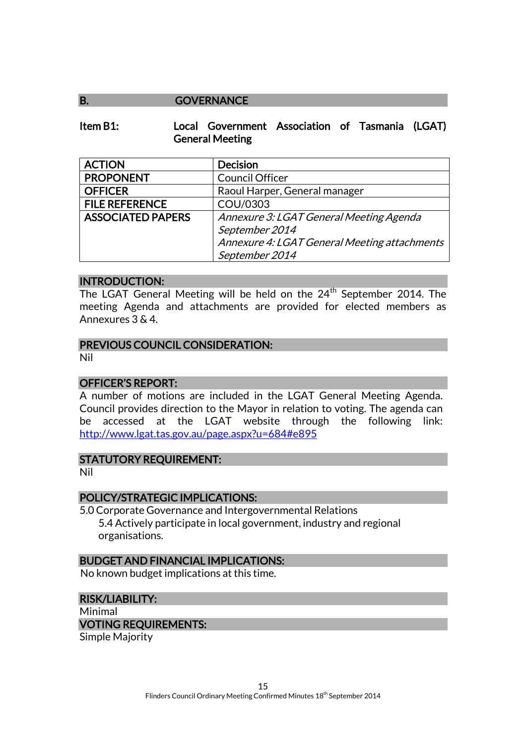## B. GOVERNANCE

### Item B1: Local Government Association of Tasmania (LGAT) General Meeting

| ACTION | Decision |
|---|---|
| PROPONENT | Council Officer |
| OFFICER | Raoul Harper, General manager |
| FILE REFERENCE | COU/0303 |
| ASSOCIATED PAPERS | *Annexure 3: LGAT General Meeting Agenda September 2014*<br>*Annexure 4: LGAT General Meeting attachments September 2014* |

**INTRODUCTION:**

The LGAT General Meeting will be held on the 24th September 2014. The meeting Agenda and attachments are provided for elected members as Annexures 3 & 4.

**PREVIOUS COUNCIL CONSIDERATION:**

Nil

**OFFICER'S REPORT:**

A number of motions are included in the LGAT General Meeting Agenda. Council provides direction to the Mayor in relation to voting. The agenda can be accessed at the LGAT website through the following link: http://www.lgat.tas.gov.au/page.aspx?u=684#e895

**STATUTORY REQUIREMENT:**

Nil

**POLICY/STRATEGIC IMPLICATIONS:**

5.0 Corporate Governance and Intergovernmental Relations

5.4 Actively participate in local government, industry and regional organisations.

**BUDGET AND FINANCIAL IMPLICATIONS:**

No known budget implications at this time.

**RISK/LIABILITY:**

Minimal

**VOTING REQUIREMENTS:**

Simple Majority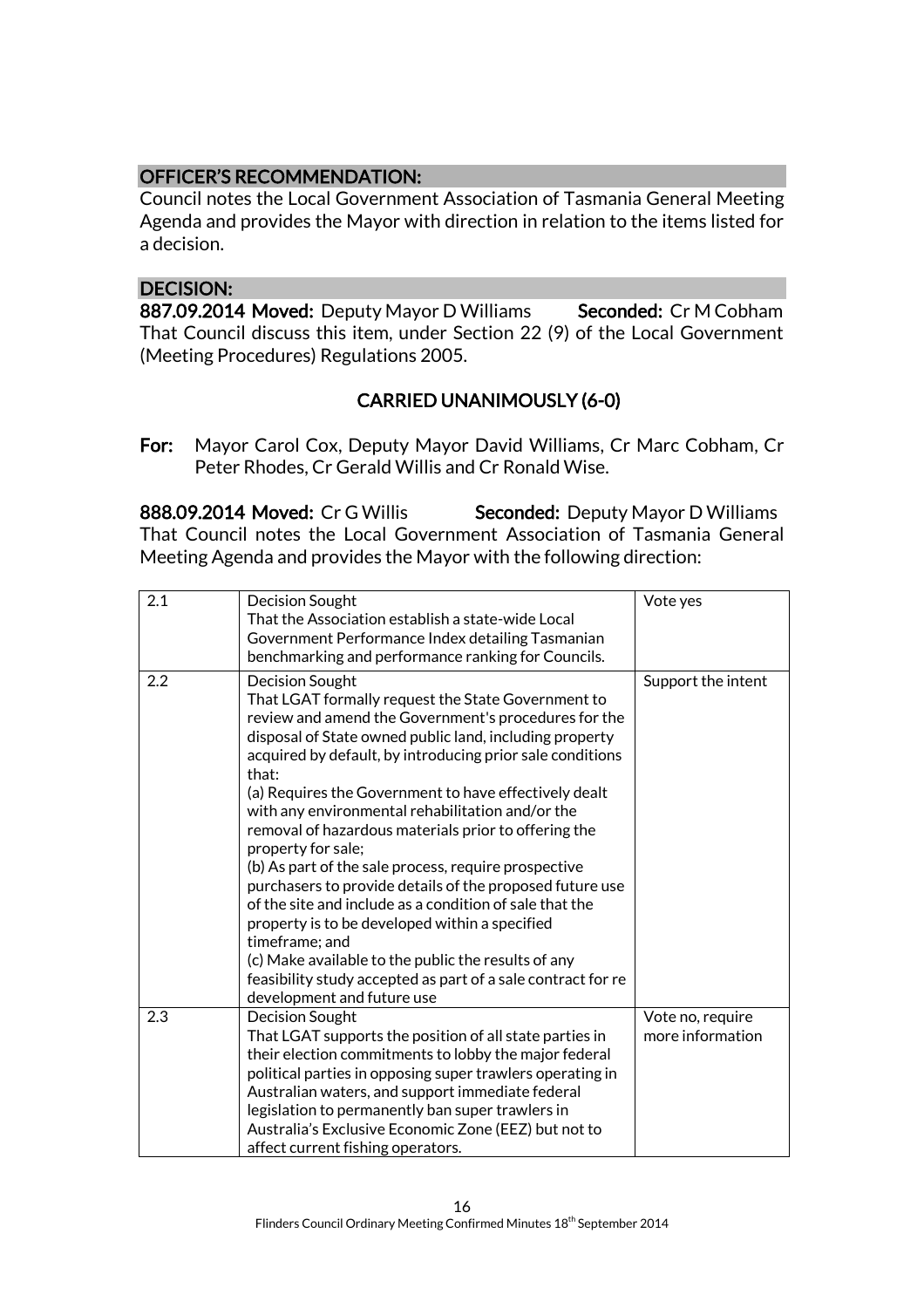## OFFICER'S RECOMMENDATION:

Council notes the Local Government Association of Tasmania General Meeting Agenda and provides the Mayor with direction in relation to the items listed for a decision.

## DECISION:

**887.09.2014 Moved:** Deputy Mayor D Williams **Seconded:** Cr M Cobham
That Council discuss this item, under Section 22 (9) of the Local Government (Meeting Procedures) Regulations 2005.

**CARRIED UNANIMOUSLY (6-0)**

**For:** Mayor Carol Cox, Deputy Mayor David Williams, Cr Marc Cobham, Cr Peter Rhodes, Cr Gerald Willis and Cr Ronald Wise.

**888.09.2014 Moved:** Cr G Willis **Seconded:** Deputy Mayor D Williams
That Council notes the Local Government Association of Tasmania General Meeting Agenda and provides the Mayor with the following direction:

| | | |
|---|---|---|
| 2.1 | Decision Sought<br>That the Association establish a state-wide Local Government Performance Index detailing Tasmanian benchmarking and performance ranking for Councils. | Vote yes |
| 2.2 | Decision Sought<br>That LGAT formally request the State Government to review and amend the Government's procedures for the disposal of State owned public land, including property acquired by default, by introducing prior sale conditions that:<br>(a) Requires the Government to have effectively dealt with any environmental rehabilitation and/or the removal of hazardous materials prior to offering the property for sale;<br>(b) As part of the sale process, require prospective purchasers to provide details of the proposed future use of the site and include as a condition of sale that the property is to be developed within a specified timeframe; and<br>(c) Make available to the public the results of any feasibility study accepted as part of a sale contract for re development and future use | Support the intent |
| 2.3 | Decision Sought<br>That LGAT supports the position of all state parties in their election commitments to lobby the major federal political parties in opposing super trawlers operating in Australian waters, and support immediate federal legislation to permanently ban super trawlers in Australia's Exclusive Economic Zone (EEZ) but not to affect current fishing operators. | Vote no, require more information |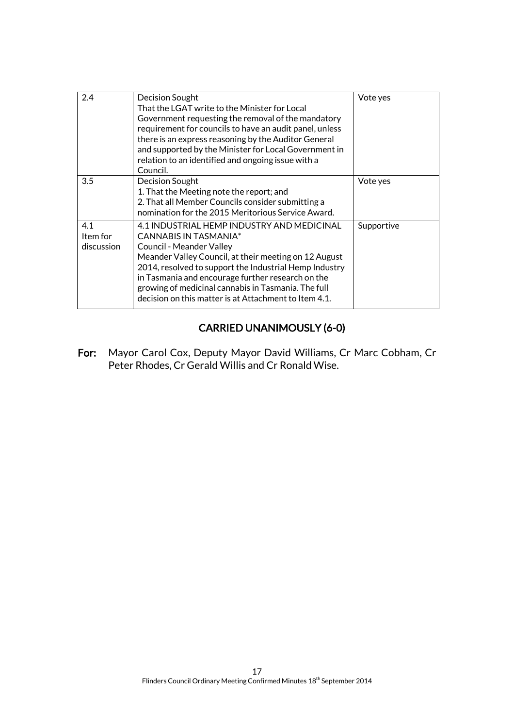| | | |
|---|---|---|
| 2.4 | Decision Sought<br>That the LGAT write to the Minister for Local Government requesting the removal of the mandatory requirement for councils to have an audit panel, unless there is an express reasoning by the Auditor General and supported by the Minister for Local Government in relation to an identified and ongoing issue with a Council. | Vote yes |
| 3.5 | Decision Sought<br>1. That the Meeting note the report; and<br>2. That all Member Councils consider submitting a nomination for the 2015 Meritorious Service Award. | Vote yes |
| 4.1<br>Item for discussion | 4.1 INDUSTRIAL HEMP INDUSTRY AND MEDICINAL CANNABIS IN TASMANIA*<br>Council - Meander Valley<br>Meander Valley Council, at their meeting on 12 August 2014, resolved to support the Industrial Hemp Industry in Tasmania and encourage further research on the growing of medicinal cannabis in Tasmania. The full decision on this matter is at Attachment to Item 4.1. | Supportive |

**CARRIED UNANIMOUSLY (6-0)**

**For:** Mayor Carol Cox, Deputy Mayor David Williams, Cr Marc Cobham, Cr Peter Rhodes, Cr Gerald Willis and Cr Ronald Wise.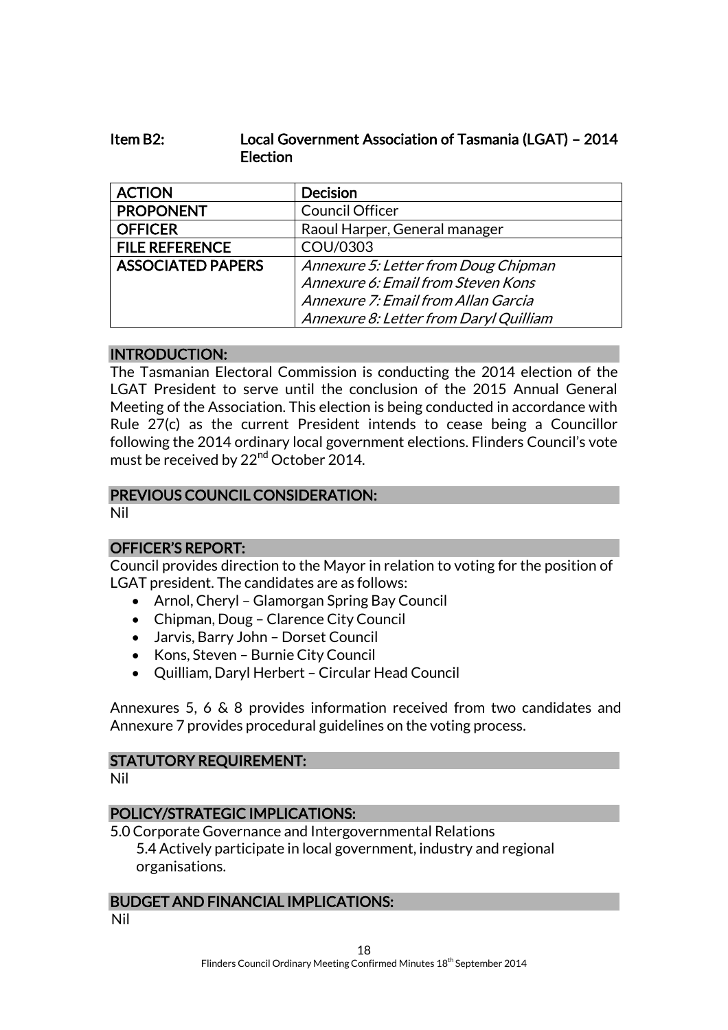## Item B2: Local Government Association of Tasmania (LGAT) – 2014 Election

| ACTION | Decision |
|---|---|
| PROPONENT | Council Officer |
| OFFICER | Raoul Harper, General manager |
| FILE REFERENCE | COU/0303 |
| ASSOCIATED PAPERS | *Annexure 5: Letter from Doug Chipman*<br>*Annexure 6: Email from Steven Kons*<br>*Annexure 7: Email from Allan Garcia*<br>*Annexure 8: Letter from Daryl Quilliam* |

### INTRODUCTION:

The Tasmanian Electoral Commission is conducting the 2014 election of the LGAT President to serve until the conclusion of the 2015 Annual General Meeting of the Association. This election is being conducted in accordance with Rule 27(c) as the current President intends to cease being a Councillor following the 2014 ordinary local government elections. Flinders Council's vote must be received by 22nd October 2014.

### PREVIOUS COUNCIL CONSIDERATION:

Nil

### OFFICER'S REPORT:

Council provides direction to the Mayor in relation to voting for the position of LGAT president. The candidates are as follows:

- Arnol, Cheryl – Glamorgan Spring Bay Council
- Chipman, Doug – Clarence City Council
- Jarvis, Barry John – Dorset Council
- Kons, Steven – Burnie City Council
- Quilliam, Daryl Herbert – Circular Head Council

Annexures 5, 6 & 8 provides information received from two candidates and Annexure 7 provides procedural guidelines on the voting process.

### STATUTORY REQUIREMENT:

Nil

### POLICY/STRATEGIC IMPLICATIONS:

5.0 Corporate Governance and Intergovernmental Relations
  5.4 Actively participate in local government, industry and regional organisations.

### BUDGET AND FINANCIAL IMPLICATIONS:

Nil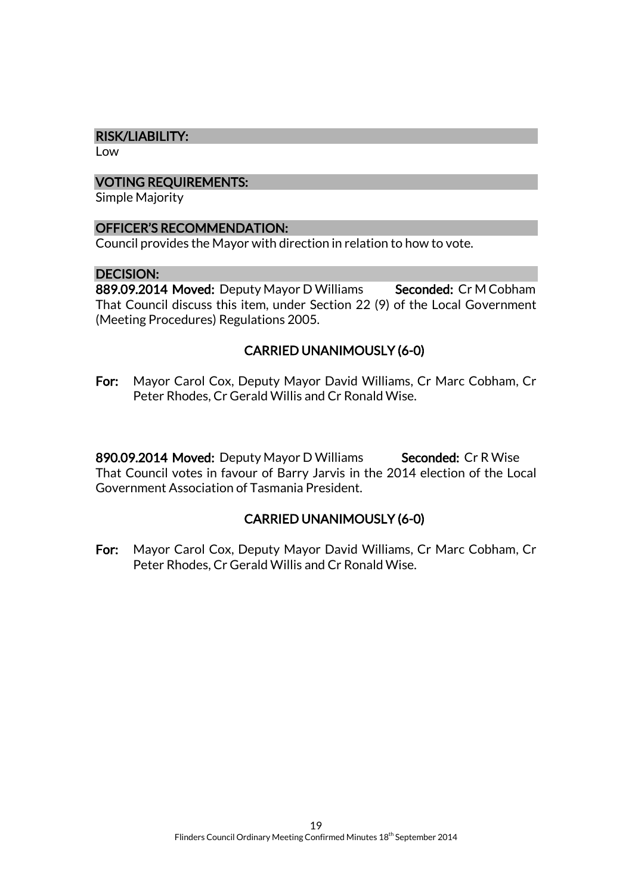### RISK/LIABILITY:

Low

### VOTING REQUIREMENTS:

Simple Majority

### OFFICER'S RECOMMENDATION:

Council provides the Mayor with direction in relation to how to vote.

### DECISION:

**889.09.2014 Moved:** Deputy Mayor D Williams **Seconded:** Cr M Cobham

That Council discuss this item, under Section 22 (9) of the Local Government (Meeting Procedures) Regulations 2005.

**CARRIED UNANIMOUSLY (6-0)**

**For:** Mayor Carol Cox, Deputy Mayor David Williams, Cr Marc Cobham, Cr Peter Rhodes, Cr Gerald Willis and Cr Ronald Wise.

**890.09.2014 Moved:** Deputy Mayor D Williams **Seconded:** Cr R Wise

That Council votes in favour of Barry Jarvis in the 2014 election of the Local Government Association of Tasmania President.

**CARRIED UNANIMOUSLY (6-0)**

**For:** Mayor Carol Cox, Deputy Mayor David Williams, Cr Marc Cobham, Cr Peter Rhodes, Cr Gerald Willis and Cr Ronald Wise.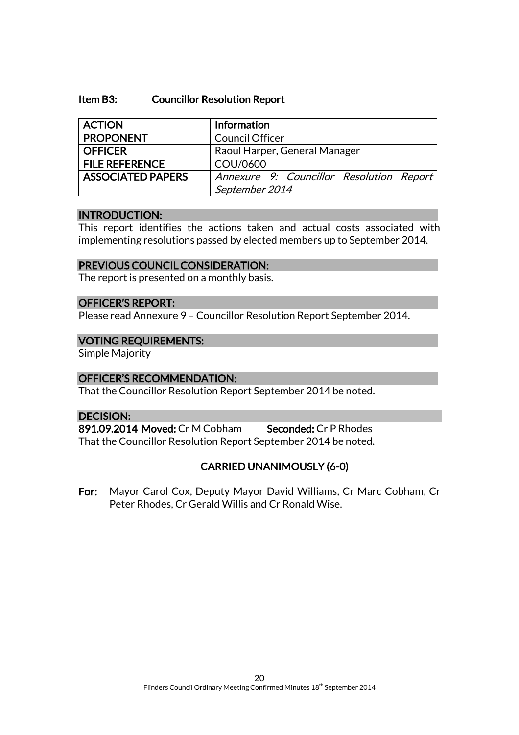### Item B3: Councillor Resolution Report

| ACTION | Information |
|---|---|
| PROPONENT | Council Officer |
| OFFICER | Raoul Harper, General Manager |
| FILE REFERENCE | COU/0600 |
| ASSOCIATED PAPERS | *Annexure 9: Councillor Resolution Report September 2014* |

**INTRODUCTION:**

This report identifies the actions taken and actual costs associated with implementing resolutions passed by elected members up to September 2014.

**PREVIOUS COUNCIL CONSIDERATION:**

The report is presented on a monthly basis.

**OFFICER'S REPORT:**

Please read Annexure 9 – Councillor Resolution Report September 2014.

**VOTING REQUIREMENTS:**

Simple Majority

**OFFICER'S RECOMMENDATION:**

That the Councillor Resolution Report September 2014 be noted.

**DECISION:**

**891.09.2014 Moved:** Cr M Cobham **Seconded:** Cr P Rhodes

That the Councillor Resolution Report September 2014 be noted.

**CARRIED UNANIMOUSLY (6-0)**

**For:** Mayor Carol Cox, Deputy Mayor David Williams, Cr Marc Cobham, Cr Peter Rhodes, Cr Gerald Willis and Cr Ronald Wise.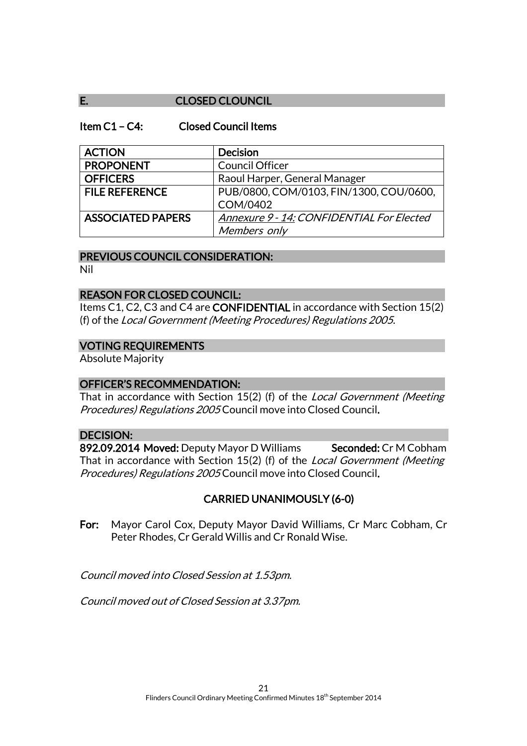## E. CLOSED CLOUNCIL

### Item C1 – C4: Closed Council Items

| ACTION | Decision |
|---|---|
| PROPONENT | Council Officer |
| OFFICERS | Raoul Harper, General Manager |
| FILE REFERENCE | PUB/0800, COM/0103, FIN/1300, COU/0600, COM/0402 |
| ASSOCIATED PAPERS | *Annexure 9 - 14: CONFIDENTIAL For Elected Members only* |

**PREVIOUS COUNCIL CONSIDERATION:**

Nil

**REASON FOR CLOSED COUNCIL:**

Items C1, C2, C3 and C4 are **CONFIDENTIAL** in accordance with Section 15(2) (f) of the *Local Government (Meeting Procedures) Regulations 2005*.

**VOTING REQUIREMENTS**

Absolute Majority

**OFFICER'S RECOMMENDATION:**

That in accordance with Section 15(2) (f) of the *Local Government (Meeting Procedures) Regulations 2005* Council move into Closed Council.

**DECISION:**

**892.09.2014 Moved:** Deputy Mayor D Williams **Seconded:** Cr M Cobham

That in accordance with Section 15(2) (f) of the *Local Government (Meeting Procedures) Regulations 2005* Council move into Closed Council.

**CARRIED UNANIMOUSLY (6-0)**

**For:** Mayor Carol Cox, Deputy Mayor David Williams, Cr Marc Cobham, Cr Peter Rhodes, Cr Gerald Willis and Cr Ronald Wise.

*Council moved into Closed Session at 1.53pm.*

*Council moved out of Closed Session at 3.37pm.*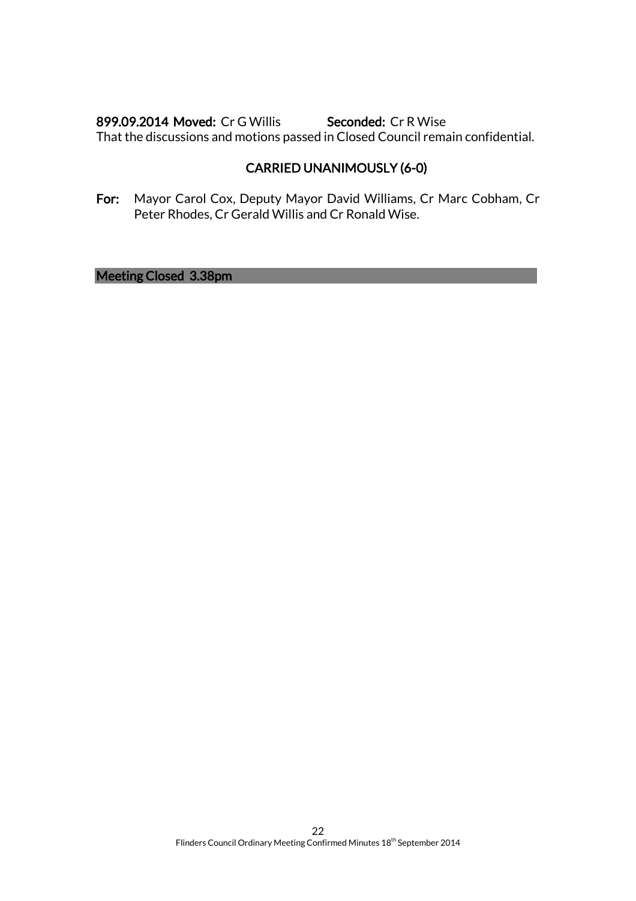**899.09.2014 Moved:** Cr G Willis **Seconded:** Cr R Wise

That the discussions and motions passed in Closed Council remain confidential.

**CARRIED UNANIMOUSLY (6-0)**

**For:** Mayor Carol Cox, Deputy Mayor David Williams, Cr Marc Cobham, Cr Peter Rhodes, Cr Gerald Willis and Cr Ronald Wise.

**Meeting Closed 3.38pm**